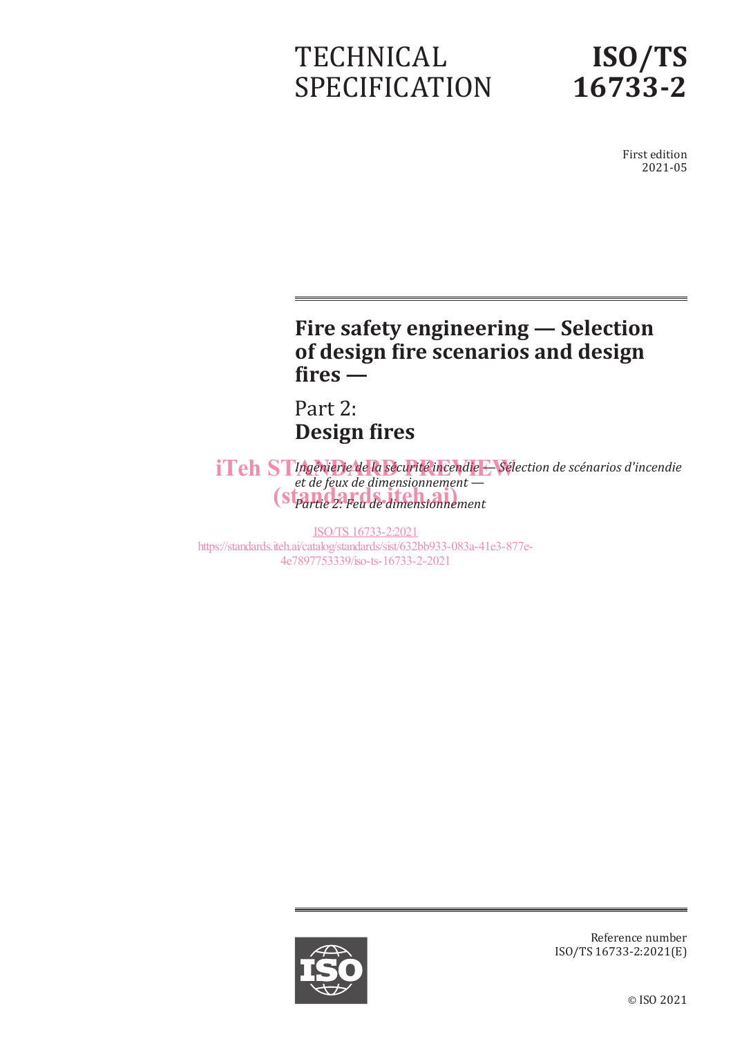TECHNICAL SPECIFICATION

# ISO/TS 16733-2

First edition
2021-05

# Fire safety engineering — Selection of design fire scenarios and design fires —

## Part 2: Design fires

*Ingénierie de la sécurité incendie — Sélection de scénarios d'incendie et de feux de dimensionnement —*
*Partie 2: Feu de dimensionnement*

iTeh STANDARD PREVIEW
(standards.iteh.ai)

ISO/TS 16733-2:2021
https://standards.iteh.ai/catalog/standards/sist/632bb933-083a-41e3-877e-4e7897753339/iso-ts-16733-2-2021

Reference number
ISO/TS 16733-2:2021(E)

© ISO 2021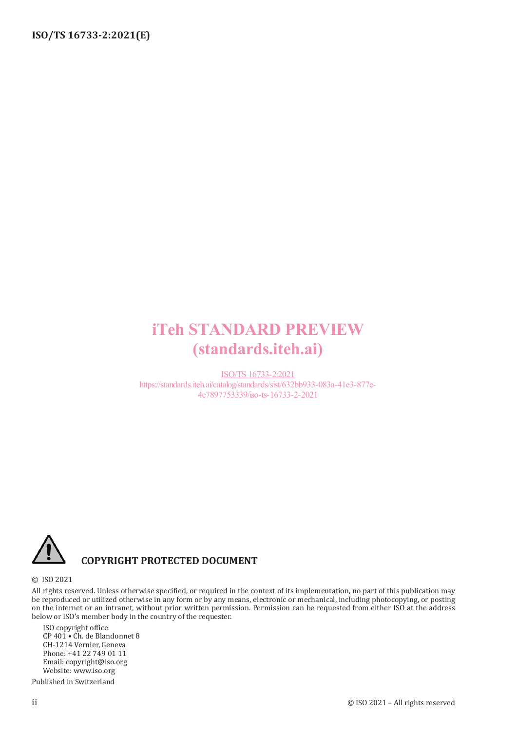iTeh STANDARD PREVIEW
(standards.iteh.ai)

ISO/TS 16733-2:2021
https://standards.iteh.ai/catalog/standards/sist/632bb933-083a-41e3-877e-4e7897753339/iso-ts-16733-2-2021

**COPYRIGHT PROTECTED DOCUMENT**

© ISO 2021

All rights reserved. Unless otherwise specified, or required in the context of its implementation, no part of this publication may be reproduced or utilized otherwise in any form or by any means, electronic or mechanical, including photocopying, or posting on the internet or an intranet, without prior written permission. Permission can be requested from either ISO at the address below or ISO's member body in the country of the requester.

ISO copyright office
CP 401 • Ch. de Blandonnet 8
CH-1214 Vernier, Geneva
Phone: +41 22 749 01 11
Email: copyright@iso.org
Website: www.iso.org

Published in Switzerland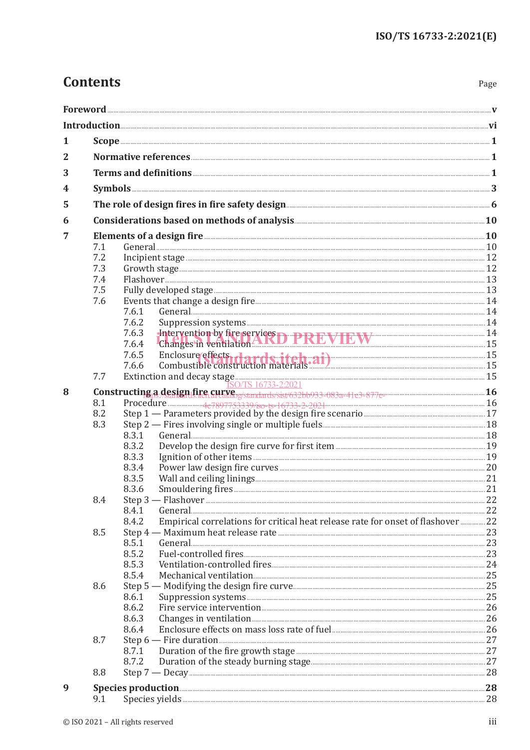# Contents

Page

**Foreword** ..... v

**Introduction** ..... vi

**1 Scope** ..... 1

**2 Normative references** ..... 1

**3 Terms and definitions** ..... 1

**4 Symbols** ..... 3

**5 The role of design fires in fire safety design** ..... 6

**6 Considerations based on methods of analysis** ..... 10

**7 Elements of a design fire** ..... 10

- 7.1 General ..... 10
- 7.2 Incipient stage ..... 12
- 7.3 Growth stage ..... 12
- 7.4 Flashover ..... 13
- 7.5 Fully developed stage ..... 13
- 7.6 Events that change a design fire ..... 14
  - 7.6.1 General ..... 14
  - 7.6.2 Suppression systems ..... 14
  - 7.6.3 Intervention by fire services ..... 14
  - 7.6.4 Changes in ventilation ..... 15
  - 7.6.5 Enclosure effects ..... 15
  - 7.6.6 Combustible construction materials ..... 15
- 7.7 Extinction and decay stage ..... 15

**8 Constructing a design fire curve** ..... 16

- 8.1 Procedure ..... 16
- 8.2 Step 1 — Parameters provided by the design fire scenario ..... 17
- 8.3 Step 2 — Fires involving single or multiple fuels ..... 18
  - 8.3.1 General ..... 18
  - 8.3.2 Develop the design fire curve for first item ..... 19
  - 8.3.3 Ignition of other items ..... 19
  - 8.3.4 Power law design fire curves ..... 20
  - 8.3.5 Wall and ceiling linings ..... 21
  - 8.3.6 Smouldering fires ..... 21
- 8.4 Step 3 — Flashover ..... 22
  - 8.4.1 General ..... 22
  - 8.4.2 Empirical correlations for critical heat release rate for onset of flashover ..... 22
- 8.5 Step 4 — Maximum heat release rate ..... 23
  - 8.5.1 General ..... 23
  - 8.5.2 Fuel-controlled fires ..... 23
  - 8.5.3 Ventilation-controlled fires ..... 24
  - 8.5.4 Mechanical ventilation ..... 25
- 8.6 Step 5 — Modifying the design fire curve ..... 25
  - 8.6.1 Suppression systems ..... 25
  - 8.6.2 Fire service intervention ..... 26
  - 8.6.3 Changes in ventilation ..... 26
  - 8.6.4 Enclosure effects on mass loss rate of fuel ..... 26
- 8.7 Step 6 — Fire duration ..... 27
  - 8.7.1 Duration of the fire growth stage ..... 27
  - 8.7.2 Duration of the steady burning stage ..... 27
- 8.8 Step 7 — Decay ..... 28

**9 Species production** ..... 28

- 9.1 Species yields ..... 28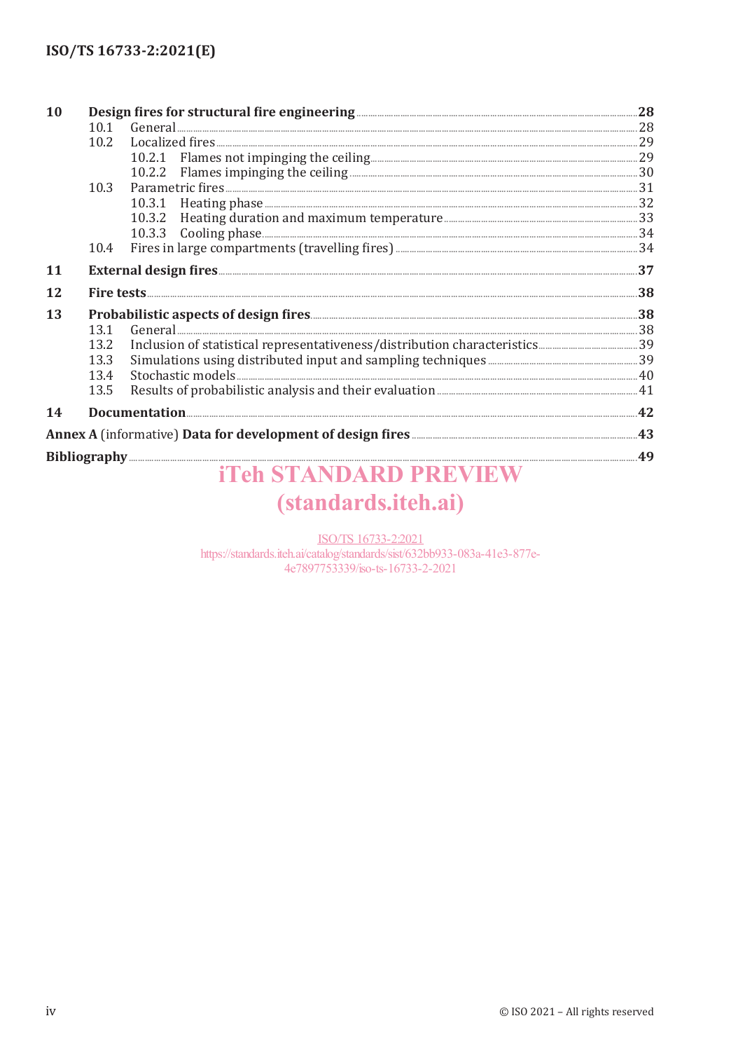| | | |
|---|---|---|
| **10** | **Design fires for structural fire engineering** | **28** |
| | 10.1 General | 28 |
| | 10.2 Localized fires | 29 |
| | 10.2.1 Flames not impinging the ceiling | 29 |
| | 10.2.2 Flames impinging the ceiling | 30 |
| | 10.3 Parametric fires | 31 |
| | 10.3.1 Heating phase | 32 |
| | 10.3.2 Heating duration and maximum temperature | 33 |
| | 10.3.3 Cooling phase | 34 |
| | 10.4 Fires in large compartments (travelling fires) | 34 |
| **11** | **External design fires** | **37** |
| **12** | **Fire tests** | **38** |
| **13** | **Probabilistic aspects of design fires** | **38** |
| | 13.1 General | 38 |
| | 13.2 Inclusion of statistical representativeness/distribution characteristics | 39 |
| | 13.3 Simulations using distributed input and sampling techniques | 39 |
| | 13.4 Stochastic models | 40 |
| | 13.5 Results of probabilistic analysis and their evaluation | 41 |
| **14** | **Documentation** | **42** |
| **Annex A** (informative) **Data for development of design fires** | | **43** |
| **Bibliography** | | **49** |

iTeh STANDARD PREVIEW
(standards.iteh.ai)

ISO/TS 16733-2:2021
https://standards.iteh.ai/catalog/standards/sist/632bb933-083a-41e3-877e-4e7897753339/iso-ts-16733-2-2021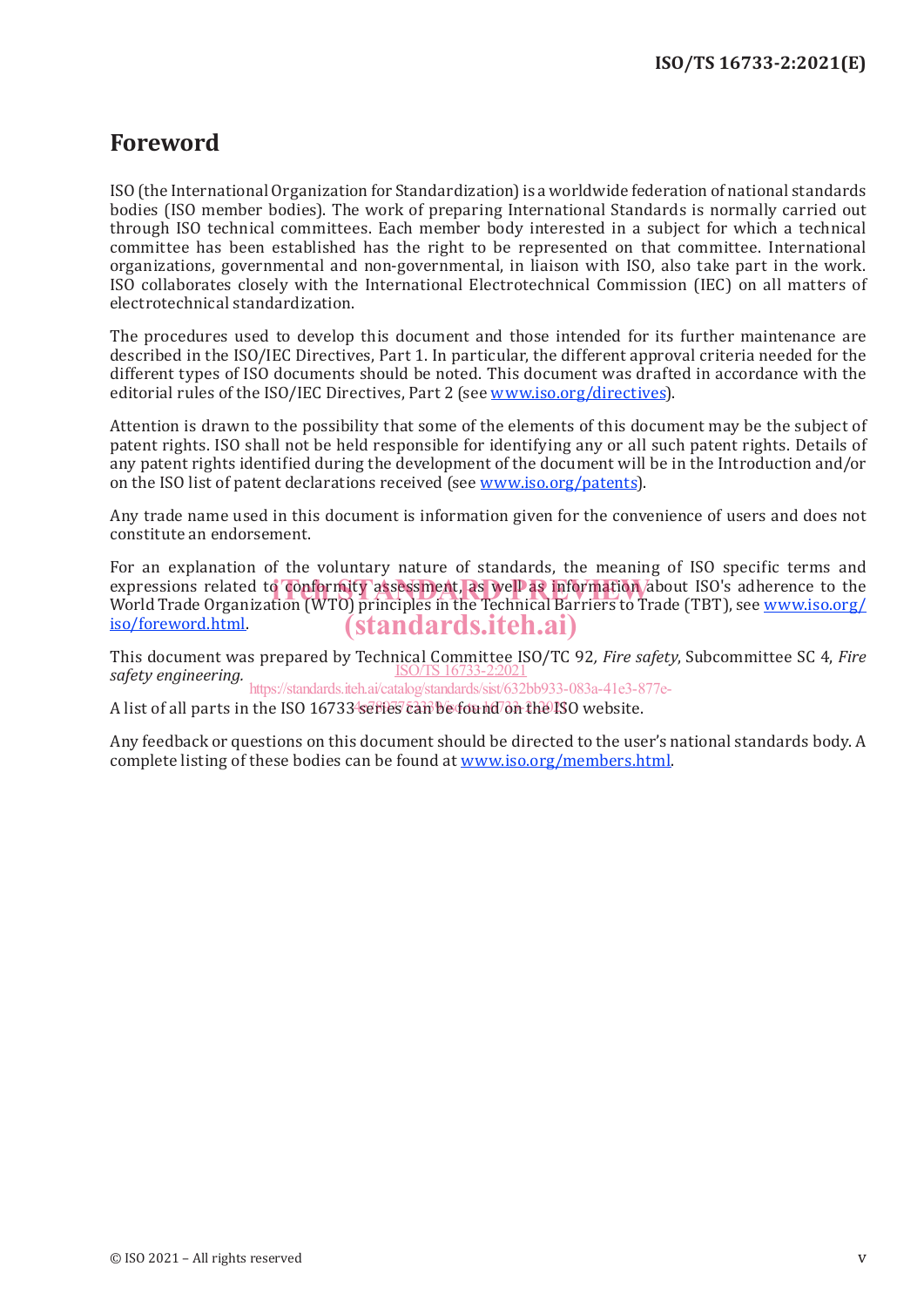# Foreword

ISO (the International Organization for Standardization) is a worldwide federation of national standards bodies (ISO member bodies). The work of preparing International Standards is normally carried out through ISO technical committees. Each member body interested in a subject for which a technical committee has been established has the right to be represented on that committee. International organizations, governmental and non-governmental, in liaison with ISO, also take part in the work. ISO collaborates closely with the International Electrotechnical Commission (IEC) on all matters of electrotechnical standardization.

The procedures used to develop this document and those intended for its further maintenance are described in the ISO/IEC Directives, Part 1. In particular, the different approval criteria needed for the different types of ISO documents should be noted. This document was drafted in accordance with the editorial rules of the ISO/IEC Directives, Part 2 (see www.iso.org/directives).

Attention is drawn to the possibility that some of the elements of this document may be the subject of patent rights. ISO shall not be held responsible for identifying any or all such patent rights. Details of any patent rights identified during the development of the document will be in the Introduction and/or on the ISO list of patent declarations received (see www.iso.org/patents).

Any trade name used in this document is information given for the convenience of users and does not constitute an endorsement.

For an explanation of the voluntary nature of standards, the meaning of ISO specific terms and expressions related to conformity assessment, as well as information about ISO's adherence to the World Trade Organization (WTO) principles in the Technical Barriers to Trade (TBT), see www.iso.org/iso/foreword.html.

This document was prepared by Technical Committee ISO/TC 92, *Fire safety*, Subcommittee SC 4, *Fire safety engineering.*

A list of all parts in the ISO 16733 series can be found on the ISO website.

Any feedback or questions on this document should be directed to the user's national standards body. A complete listing of these bodies can be found at www.iso.org/members.html.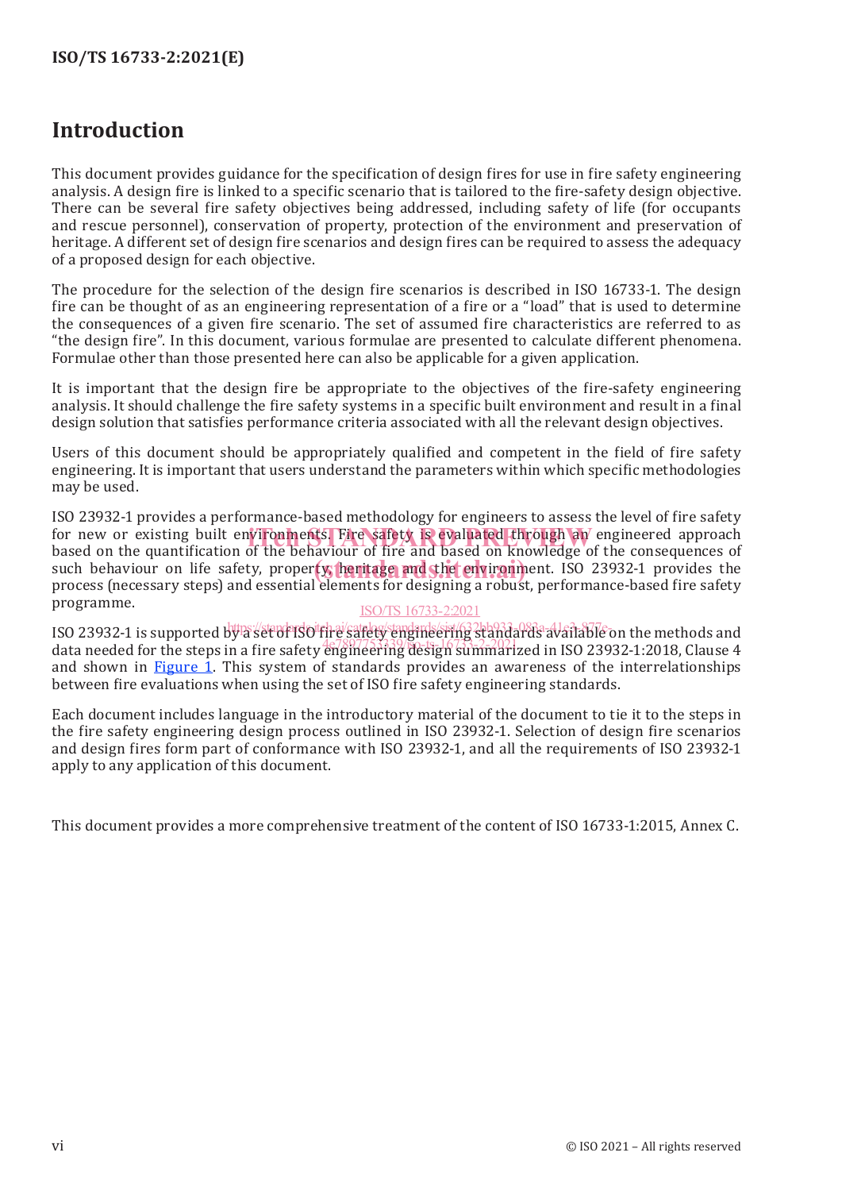# Introduction

This document provides guidance for the specification of design fires for use in fire safety engineering analysis. A design fire is linked to a specific scenario that is tailored to the fire-safety design objective. There can be several fire safety objectives being addressed, including safety of life (for occupants and rescue personnel), conservation of property, protection of the environment and preservation of heritage. A different set of design fire scenarios and design fires can be required to assess the adequacy of a proposed design for each objective.

The procedure for the selection of the design fire scenarios is described in ISO 16733-1. The design fire can be thought of as an engineering representation of a fire or a "load" that is used to determine the consequences of a given fire scenario. The set of assumed fire characteristics are referred to as "the design fire". In this document, various formulae are presented to calculate different phenomena. Formulae other than those presented here can also be applicable for a given application.

It is important that the design fire be appropriate to the objectives of the fire-safety engineering analysis. It should challenge the fire safety systems in a specific built environment and result in a final design solution that satisfies performance criteria associated with all the relevant design objectives.

Users of this document should be appropriately qualified and competent in the field of fire safety engineering. It is important that users understand the parameters within which specific methodologies may be used.

ISO 23932-1 provides a performance-based methodology for engineers to assess the level of fire safety for new or existing built environments. Fire safety is evaluated through an engineered approach based on the quantification of the behaviour of fire and based on knowledge of the consequences of such behaviour on life safety, property, heritage and the environment. ISO 23932-1 provides the process (necessary steps) and essential elements for designing a robust, performance-based fire safety programme.

ISO 23932-1 is supported by a set of ISO fire safety engineering standards available on the methods and data needed for the steps in a fire safety engineering design summarized in ISO 23932-1:2018, Clause 4 and shown in Figure 1. This system of standards provides an awareness of the interrelationships between fire evaluations when using the set of ISO fire safety engineering standards.

Each document includes language in the introductory material of the document to tie it to the steps in the fire safety engineering design process outlined in ISO 23932-1. Selection of design fire scenarios and design fires form part of conformance with ISO 23932-1, and all the requirements of ISO 23932-1 apply to any application of this document.

This document provides a more comprehensive treatment of the content of ISO 16733-1:2015, Annex C.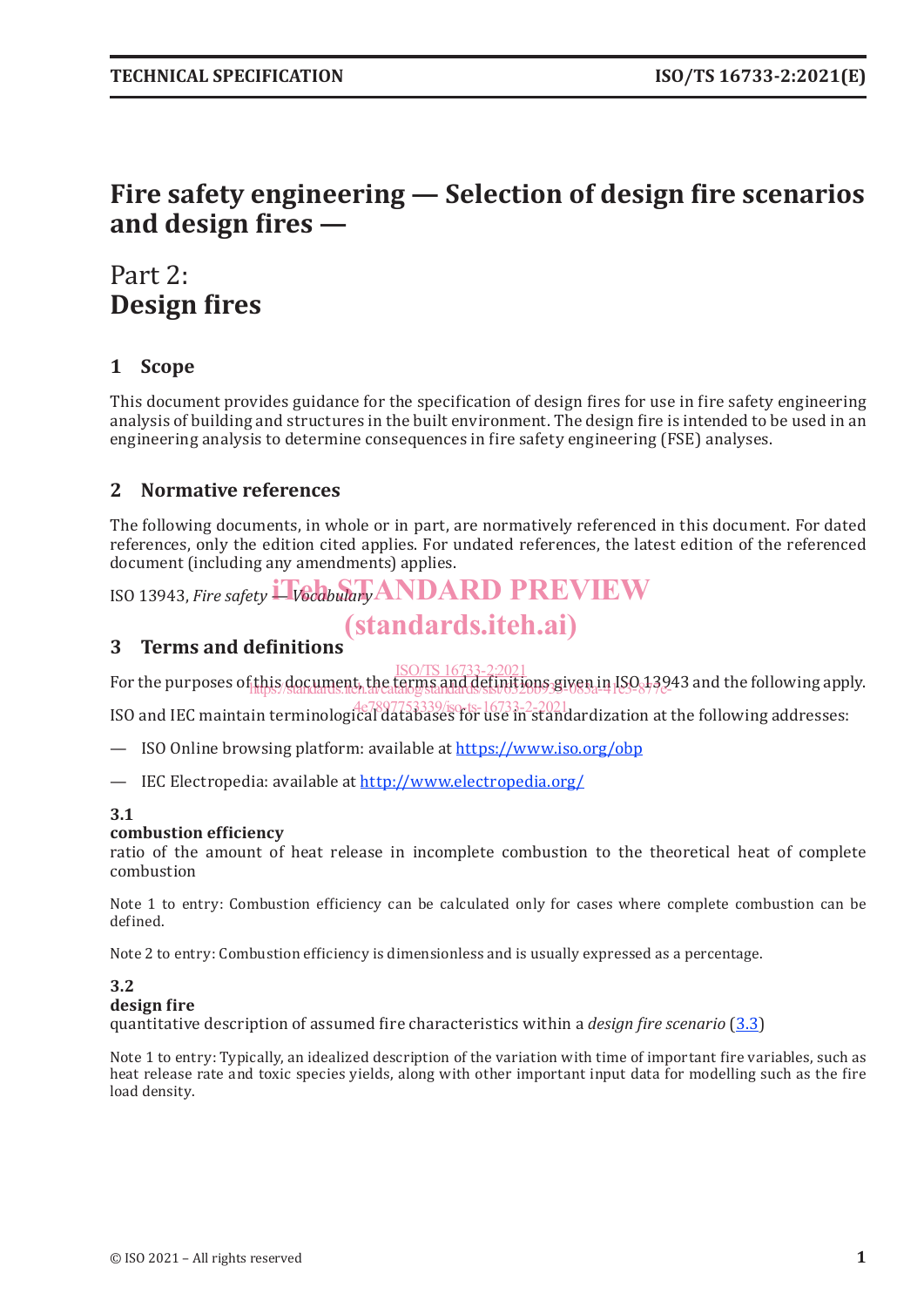# Fire safety engineering — Selection of design fire scenarios and design fires —

# Part 2:
# Design fires

## 1 Scope

This document provides guidance for the specification of design fires for use in fire safety engineering analysis of building and structures in the built environment. The design fire is intended to be used in an engineering analysis to determine consequences in fire safety engineering (FSE) analyses.

## 2 Normative references

The following documents, in whole or in part, are normatively referenced in this document. For dated references, only the edition cited applies. For undated references, the latest edition of the referenced document (including any amendments) applies.

ISO 13943, *Fire safety — Vocabulary*

## 3 Terms and definitions

For the purposes of this document, the terms and definitions given in ISO 13943 and the following apply.

ISO and IEC maintain terminological databases for use in standardization at the following addresses:

— ISO Online browsing platform: available at https://www.iso.org/obp

— IEC Electropedia: available at http://www.electropedia.org/

**3.1**
**combustion efficiency**
ratio of the amount of heat release in incomplete combustion to the theoretical heat of complete combustion

Note 1 to entry: Combustion efficiency can be calculated only for cases where complete combustion can be defined.

Note 2 to entry: Combustion efficiency is dimensionless and is usually expressed as a percentage.

**3.2**
**design fire**
quantitative description of assumed fire characteristics within a *design fire scenario* (3.3)

Note 1 to entry: Typically, an idealized description of the variation with time of important fire variables, such as heat release rate and toxic species yields, along with other important input data for modelling such as the fire load density.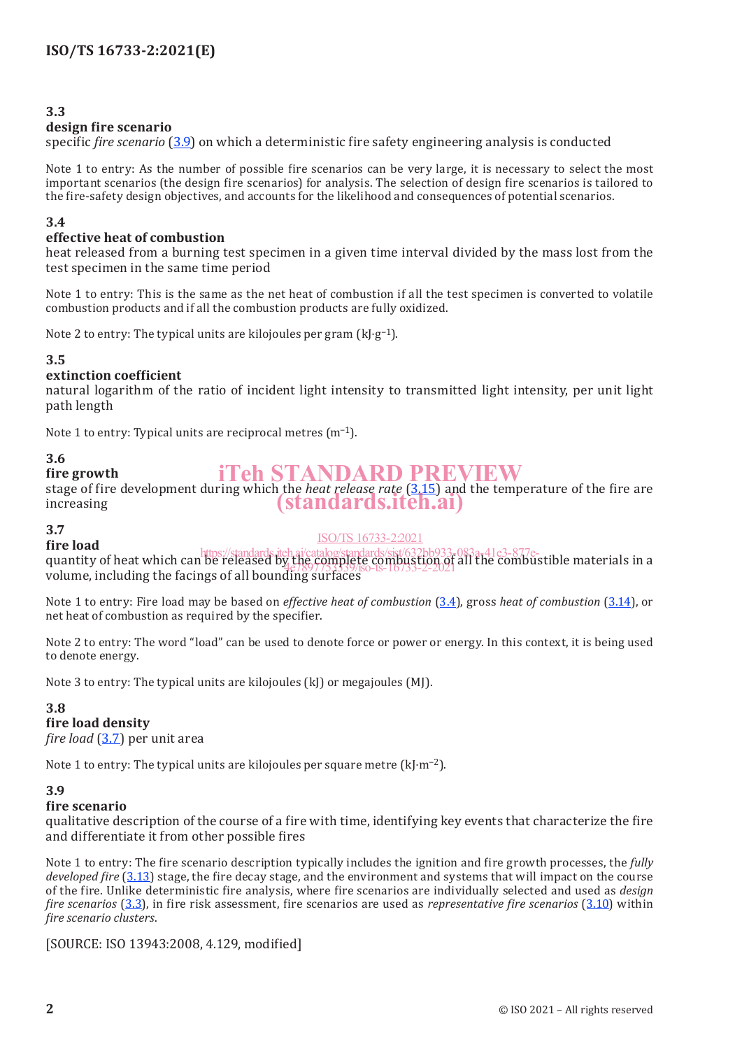**3.3**
**design fire scenario**
specific *fire scenario* (3.9) on which a deterministic fire safety engineering analysis is conducted

Note 1 to entry: As the number of possible fire scenarios can be very large, it is necessary to select the most important scenarios (the design fire scenarios) for analysis. The selection of design fire scenarios is tailored to the fire-safety design objectives, and accounts for the likelihood and consequences of potential scenarios.

**3.4**
**effective heat of combustion**
heat released from a burning test specimen in a given time interval divided by the mass lost from the test specimen in the same time period

Note 1 to entry: This is the same as the net heat of combustion if all the test specimen is converted to volatile combustion products and if all the combustion products are fully oxidized.

Note 2 to entry: The typical units are kilojoules per gram ($kJ \cdot g^{-1}$).

**3.5**
**extinction coefficient**
natural logarithm of the ratio of incident light intensity to transmitted light intensity, per unit light path length

Note 1 to entry: Typical units are reciprocal metres ($m^{-1}$).

**3.6**
**fire growth**
stage of fire development during which the *heat release rate* (3.15) and the temperature of the fire are increasing

**3.7**
**fire load**
quantity of heat which can be released by the complete combustion of all the combustible materials in a volume, including the facings of all bounding surfaces

Note 1 to entry: Fire load may be based on *effective heat of combustion* (3.4), gross *heat of combustion* (3.14), or net heat of combustion as required by the specifier.

Note 2 to entry: The word “load” can be used to denote force or power or energy. In this context, it is being used to denote energy.

Note 3 to entry: The typical units are kilojoules (kJ) or megajoules (MJ).

**3.8**
**fire load density**
*fire load* (3.7) per unit area

Note 1 to entry: The typical units are kilojoules per square metre ($kJ \cdot m^{-2}$).

**3.9**
**fire scenario**
qualitative description of the course of a fire with time, identifying key events that characterize the fire and differentiate it from other possible fires

Note 1 to entry: The fire scenario description typically includes the ignition and fire growth processes, the *fully developed fire* (3.13) stage, the fire decay stage, and the environment and systems that will impact on the course of the fire. Unlike deterministic fire analysis, where fire scenarios are individually selected and used as *design fire scenarios* (3.3), in fire risk assessment, fire scenarios are used as *representative fire scenarios* (3.10) within *fire scenario clusters*.

[SOURCE: ISO 13943:2008, 4.129, modified]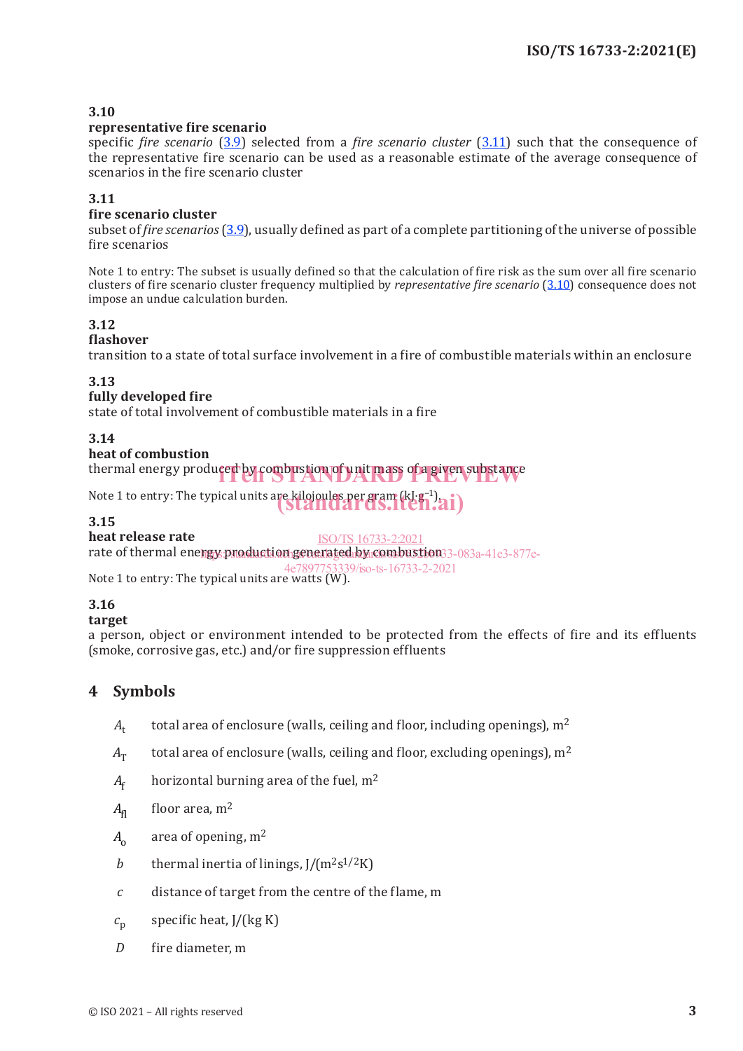**3.10**
**representative fire scenario**
specific *fire scenario* (3.9) selected from a *fire scenario cluster* (3.11) such that the consequence of the representative fire scenario can be used as a reasonable estimate of the average consequence of scenarios in the fire scenario cluster

**3.11**
**fire scenario cluster**
subset of *fire scenarios* (3.9), usually defined as part of a complete partitioning of the universe of possible fire scenarios

Note 1 to entry: The subset is usually defined so that the calculation of fire risk as the sum over all fire scenario clusters of fire scenario cluster frequency multiplied by *representative fire scenario* (3.10) consequence does not impose an undue calculation burden.

**3.12**
**flashover**
transition to a state of total surface involvement in a fire of combustible materials within an enclosure

**3.13**
**fully developed fire**
state of total involvement of combustible materials in a fire

**3.14**
**heat of combustion**
thermal energy produced by combustion of unit mass of a given substance

Note 1 to entry: The typical units are kilojoules per gram ($kJ{\cdot}g^{-1}$).

**3.15**
**heat release rate**
rate of thermal energy production generated by combustion

Note 1 to entry: The typical units are watts (W).

**3.16**
**target**
a person, object or environment intended to be protected from the effects of fire and its effluents (smoke, corrosive gas, etc.) and/or fire suppression effluents

## 4 Symbols

- $A_t$ total area of enclosure (walls, ceiling and floor, including openings), $m^2$
- $A_T$ total area of enclosure (walls, ceiling and floor, excluding openings), $m^2$
- $A_f$ horizontal burning area of the fuel, $m^2$
- $A_{fl}$ floor area, $m^2$
- $A_o$ area of opening, $m^2$
- $b$ thermal inertia of linings, $J/(m^2s^{1/2}K)$
- $c$ distance of target from the centre of the flame, m
- $c_p$ specific heat, J/(kg K)
- $D$ fire diameter, m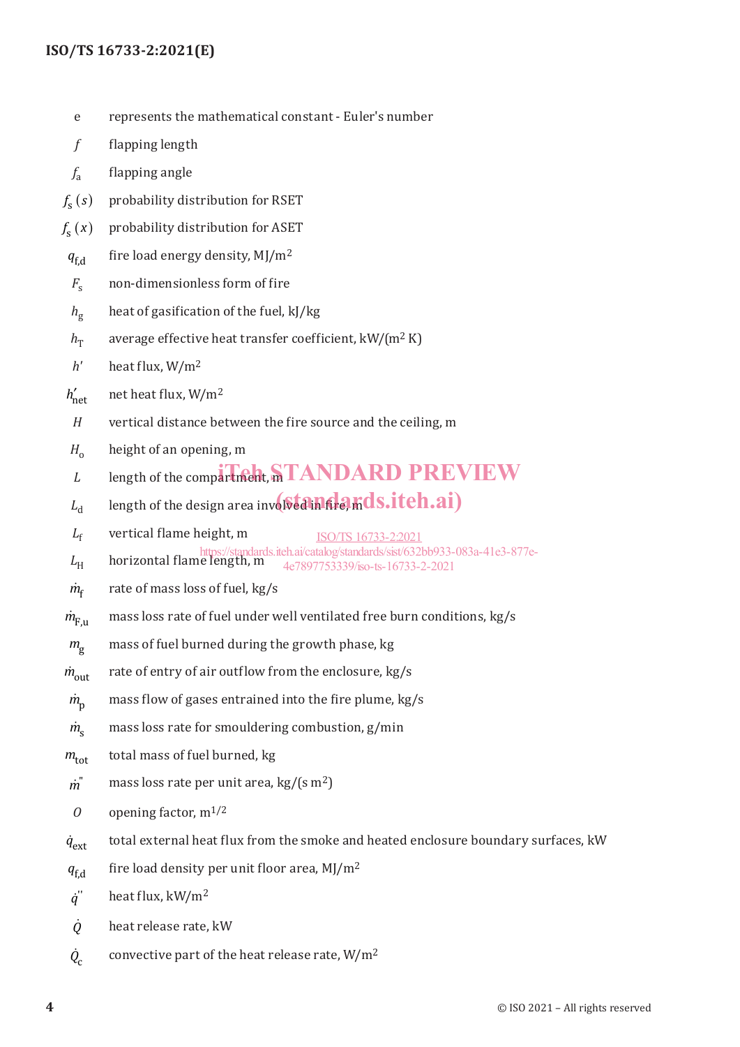| | |
|---|---|
| e | represents the mathematical constant - Euler's number |
| $f$ | flapping length |
| $f_a$ | flapping angle |
| $f_s(s)$ | probability distribution for RSET |
| $f_s(x)$ | probability distribution for ASET |
| $q_{f,d}$ | fire load energy density, MJ/m$^2$ |
| $F_s$ | non-dimensionless form of fire |
| $h_g$ | heat of gasification of the fuel, kJ/kg |
| $h_T$ | average effective heat transfer coefficient, kW/(m$^2$ K) |
| $h'$ | heat flux, W/m$^2$ |
| $h'_{net}$ | net heat flux, W/m$^2$ |
| $H$ | vertical distance between the fire source and the ceiling, m |
| $H_o$ | height of an opening, m |
| $L$ | length of the compartment, m |
| $L_d$ | length of the design area involved in fire, m |
| $L_f$ | vertical flame height, m |
| $L_H$ | horizontal flame length, m |
| $\dot{m}_f$ | rate of mass loss of fuel, kg/s |
| $\dot{m}_{F,u}$ | mass loss rate of fuel under well ventilated free burn conditions, kg/s |
| $m_g$ | mass of fuel burned during the growth phase, kg |
| $\dot{m}_{out}$ | rate of entry of air outflow from the enclosure, kg/s |
| $\dot{m}_p$ | mass flow of gases entrained into the fire plume, kg/s |
| $\dot{m}_s$ | mass loss rate for smouldering combustion, g/min |
| $m_{tot}$ | total mass of fuel burned, kg |
| $\dot{m}''$ | mass loss rate per unit area, kg/(s m$^2$) |
| $O$ | opening factor, m$^{1/2}$ |
| $\dot{q}_{ext}$ | total external heat flux from the smoke and heated enclosure boundary surfaces, kW |
| $q_{f,d}$ | fire load density per unit floor area, MJ/m$^2$ |
| $\dot{q}''$ | heat flux, kW/m$^2$ |
| $\dot{Q}$ | heat release rate, kW |
| $\dot{Q}_c$ | convective part of the heat release rate, W/m$^2$ |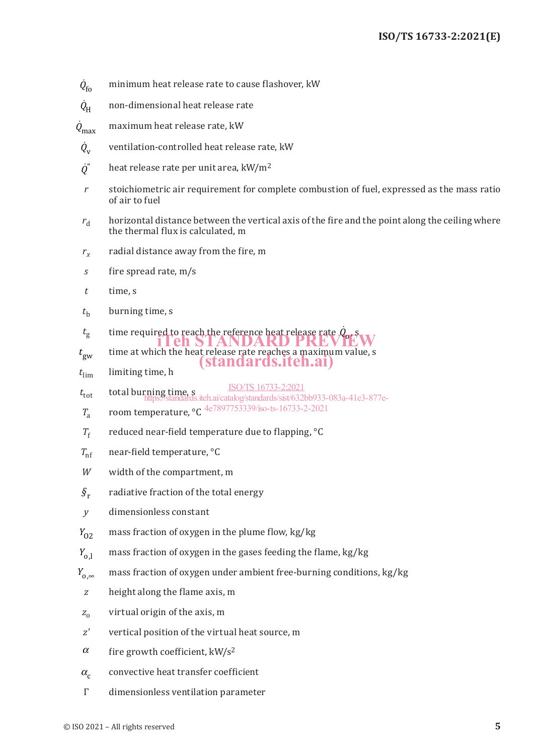$\dot{Q}_{fo}$ minimum heat release rate to cause flashover, kW

$\dot{Q}_{H}$ non-dimensional heat release rate

$\dot{Q}_{max}$ maximum heat release rate, kW

$\dot{Q}_{v}$ ventilation-controlled heat release rate, kW

$\dot{Q}''$ heat release rate per unit area, kW/m$^2$

$r$ stoichiometric air requirement for complete combustion of fuel, expressed as the mass ratio of air to fuel

$r_d$ horizontal distance between the vertical axis of the fire and the point along the ceiling where the thermal flux is calculated, m

$r_x$ radial distance away from the fire, m

$s$ fire spread rate, m/s

$t$ time, s

$t_b$ burning time, s

$t_g$ time required to reach the reference heat release rate $\dot{Q}_o$, s

$t_{gw}$ time at which the heat release rate reaches a maximum value, s

$t_{lim}$ limiting time, h

$t_{tot}$ total burning time, s

$T_a$ room temperature, °C

$T_f$ reduced near-field temperature due to flapping, °C

$T_{nf}$ near-field temperature, °C

$W$ width of the compartment, m

$\S_r$ radiative fraction of the total energy

$y$ dimensionless constant

$Y_{O2}$ mass fraction of oxygen in the plume flow, kg/kg

$Y_{o,l}$ mass fraction of oxygen in the gases feeding the flame, kg/kg

$Y_{o,\infty}$ mass fraction of oxygen under ambient free-burning conditions, kg/kg

$z$ height along the flame axis, m

$z_o$ virtual origin of the axis, m

$z'$ vertical position of the virtual heat source, m

$\alpha$ fire growth coefficient, kW/s$^2$

$\alpha_c$ convective heat transfer coefficient

$\Gamma$ dimensionless ventilation parameter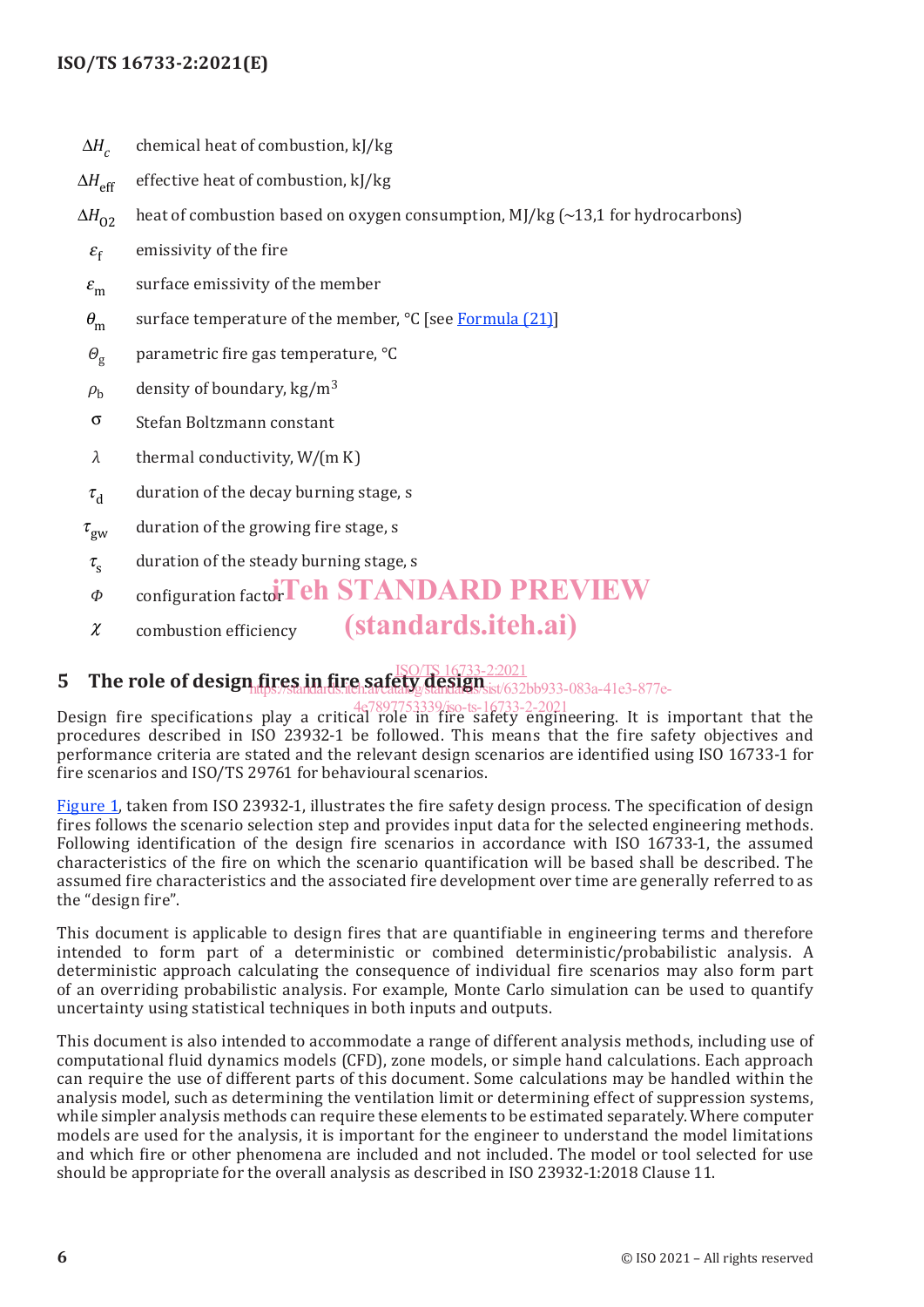$\Delta H_c$ chemical heat of combustion, kJ/kg

$\Delta H_{eff}$ effective heat of combustion, kJ/kg

$\Delta H_{O2}$ heat of combustion based on oxygen consumption, MJ/kg (~13,1 for hydrocarbons)

$\varepsilon_f$ emissivity of the fire

$\varepsilon_m$ surface emissivity of the member

$\theta_m$ surface temperature of the member, °C [see Formula (21)]

$\Theta_g$ parametric fire gas temperature, °C

$\rho_b$ density of boundary, kg/m$^3$

$\sigma$ Stefan Boltzmann constant

$\lambda$ thermal conductivity, W/(m K)

$\tau_d$ duration of the decay burning stage, s

$\tau_{gw}$ duration of the growing fire stage, s

$\tau_s$ duration of the steady burning stage, s

$\Phi$ configuration factor

$\chi$ combustion efficiency

## 5 The role of design fires in fire safety design

Design fire specifications play a critical role in fire safety engineering. It is important that the procedures described in ISO 23932-1 be followed. This means that the fire safety objectives and performance criteria are stated and the relevant design scenarios are identified using ISO 16733-1 for fire scenarios and ISO/TS 29761 for behavioural scenarios.

Figure 1, taken from ISO 23932-1, illustrates the fire safety design process. The specification of design fires follows the scenario selection step and provides input data for the selected engineering methods. Following identification of the design fire scenarios in accordance with ISO 16733-1, the assumed characteristics of the fire on which the scenario quantification will be based shall be described. The assumed fire characteristics and the associated fire development over time are generally referred to as the "design fire".

This document is applicable to design fires that are quantifiable in engineering terms and therefore intended to form part of a deterministic or combined deterministic/probabilistic analysis. A deterministic approach calculating the consequence of individual fire scenarios may also form part of an overriding probabilistic analysis. For example, Monte Carlo simulation can be used to quantify uncertainty using statistical techniques in both inputs and outputs.

This document is also intended to accommodate a range of different analysis methods, including use of computational fluid dynamics models (CFD), zone models, or simple hand calculations. Each approach can require the use of different parts of this document. Some calculations may be handled within the analysis model, such as determining the ventilation limit or determining effect of suppression systems, while simpler analysis methods can require these elements to be estimated separately. Where computer models are used for the analysis, it is important for the engineer to understand the model limitations and which fire or other phenomena are included and not included. The model or tool selected for use should be appropriate for the overall analysis as described in ISO 23932-1:2018 Clause 11.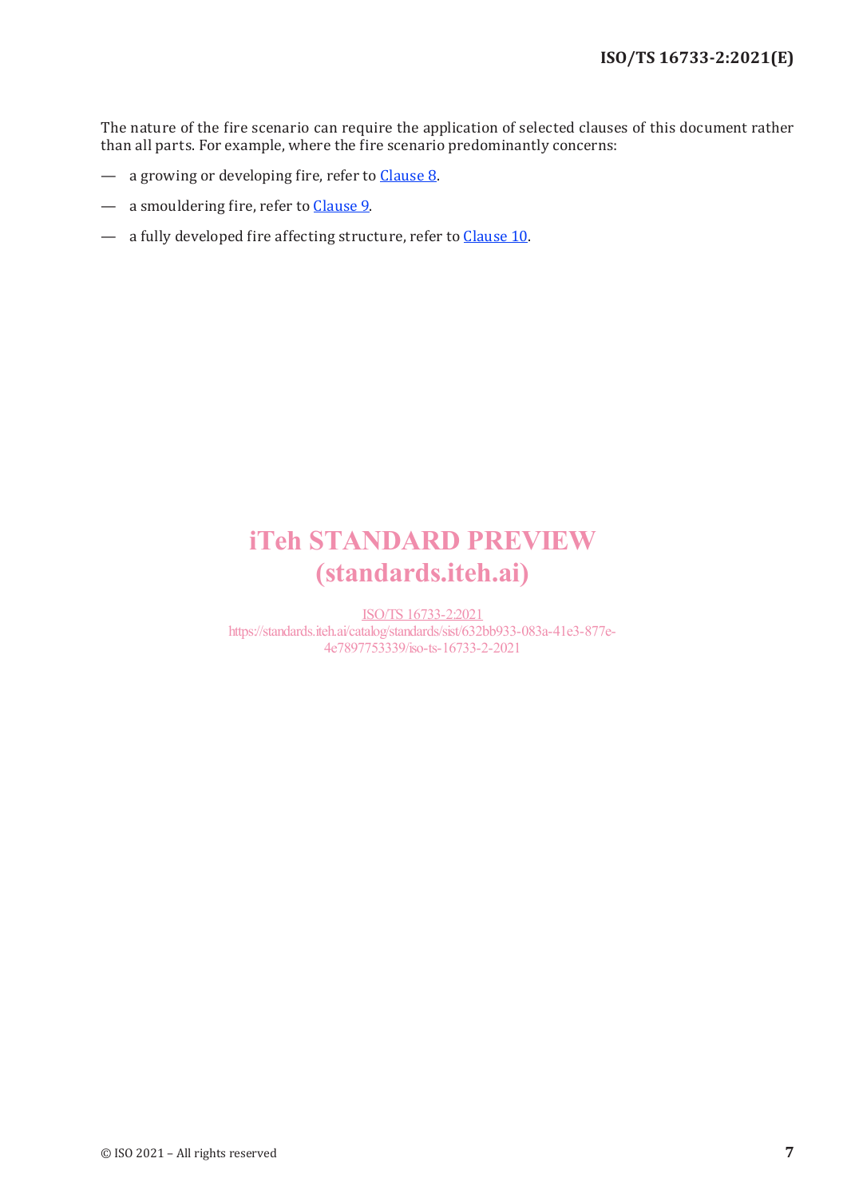The nature of the fire scenario can require the application of selected clauses of this document rather than all parts. For example, where the fire scenario predominantly concerns:

— a growing or developing fire, refer to Clause 8.

— a smouldering fire, refer to Clause 9.

— a fully developed fire affecting structure, refer to Clause 10.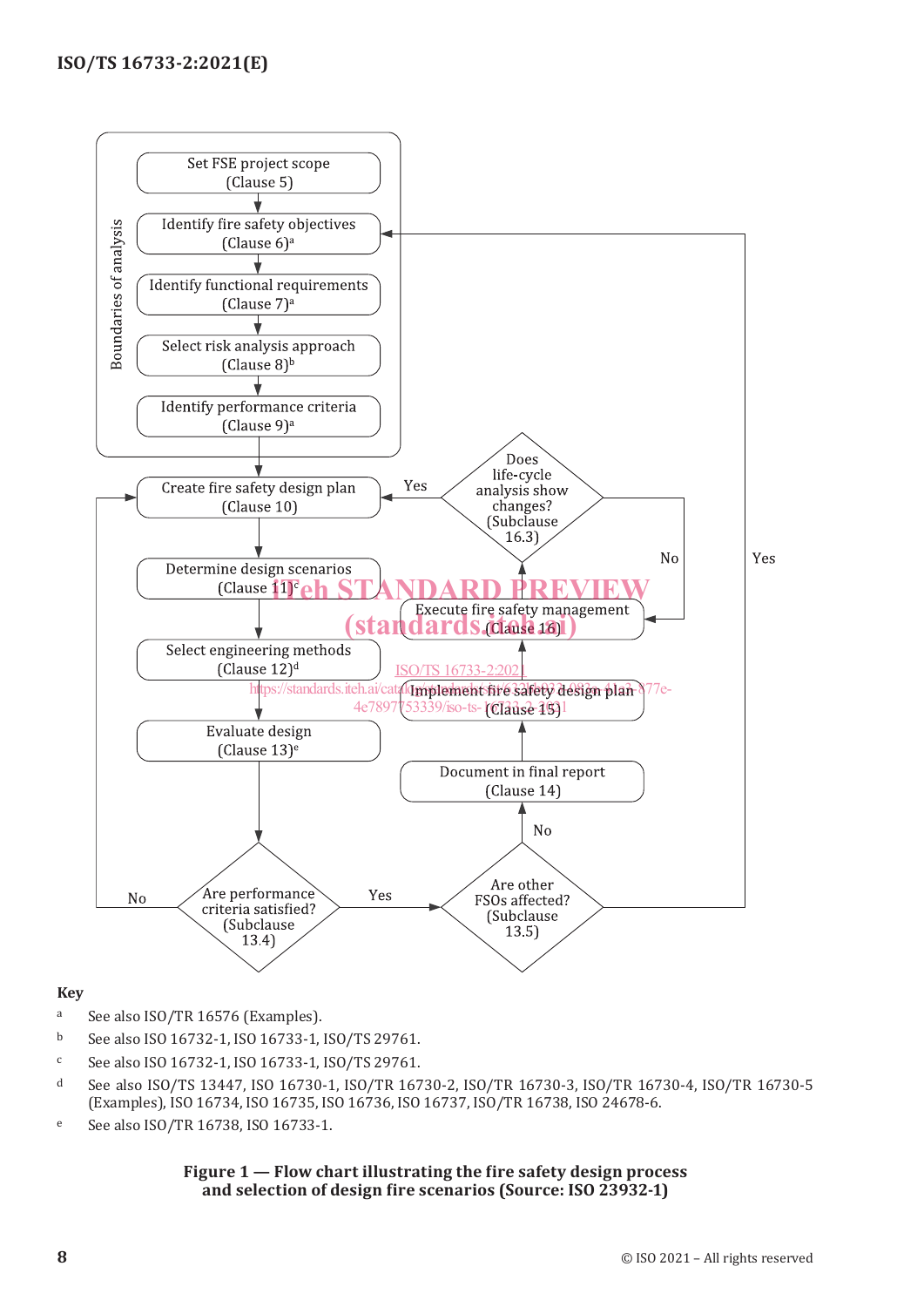Set FSE project scope (Clause 5)

Identify fire safety objectives (Clause 6)[a]

Identify functional requirements (Clause 7)[a]

Select risk analysis approach (Clause 8)[b]

Identify performance criteria (Clause 9)[a]

Boundaries of analysis

Create fire safety design plan (Clause 10)

Determine design scenarios (Clause 11)[c]

Select engineering methods (Clause 12)[d]

Evaluate design (Clause 13)[e]

Are performance criteria satisfied? (Subclause 13.4) — No / Yes

Are other FSOs affected? (Subclause 13.5) — Yes / No

Document in final report (Clause 14)

Implement fire safety design plan (Clause 15)

Execute fire safety management (Clause 16)

Does life-cycle analysis show changes? (Subclause 16.3) — Yes / No

**Key**

a See also ISO/TR 16576 (Examples).

b See also ISO 16732-1, ISO 16733-1, ISO/TS 29761.

c See also ISO 16732-1, ISO 16733-1, ISO/TS 29761.

d See also ISO/TS 13447, ISO 16730-1, ISO/TR 16730-2, ISO/TR 16730-3, ISO/TR 16730-4, ISO/TR 16730-5 (Examples), ISO 16734, ISO 16735, ISO 16736, ISO 16737, ISO/TR 16738, ISO 24678-6.

e See also ISO/TR 16738, ISO 16733-1.

**Figure 1 — Flow chart illustrating the fire safety design process and selection of design fire scenarios (Source: ISO 23932-1)**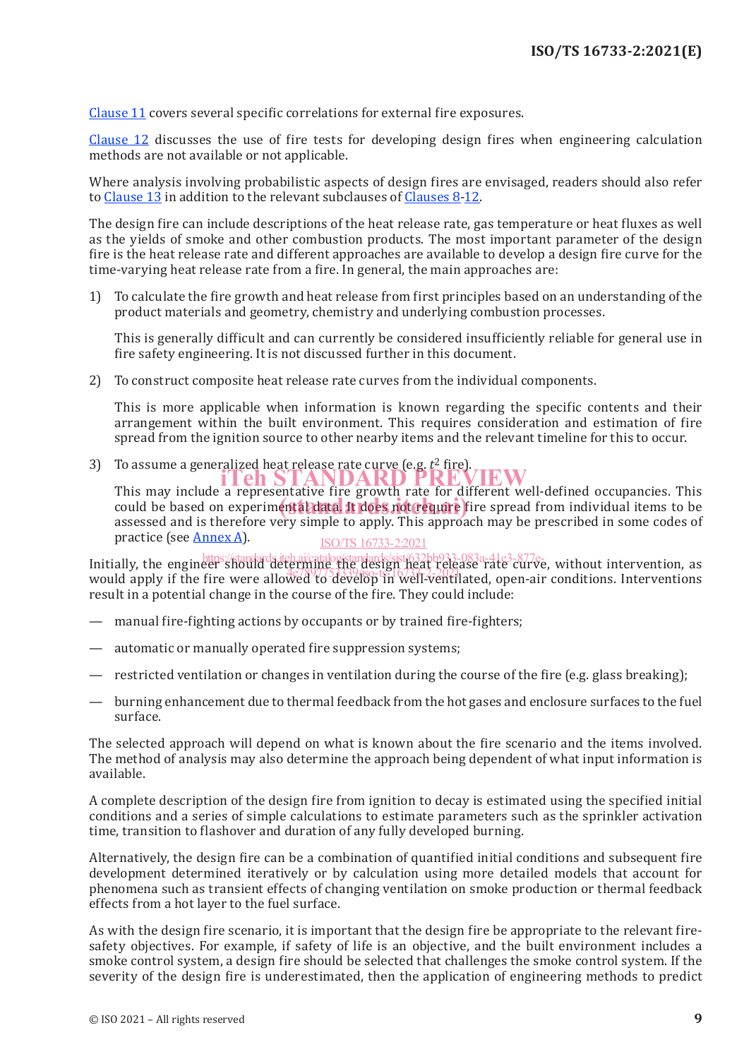Clause 11 covers several specific correlations for external fire exposures.

Clause 12 discusses the use of fire tests for developing design fires when engineering calculation methods are not available or not applicable.

Where analysis involving probabilistic aspects of design fires are envisaged, readers should also refer to Clause 13 in addition to the relevant subclauses of Clauses 8-12.

The design fire can include descriptions of the heat release rate, gas temperature or heat fluxes as well as the yields of smoke and other combustion products. The most important parameter of the design fire is the heat release rate and different approaches are available to develop a design fire curve for the time-varying heat release rate from a fire. In general, the main approaches are:

1) To calculate the fire growth and heat release from first principles based on an understanding of the product materials and geometry, chemistry and underlying combustion processes.

   This is generally difficult and can currently be considered insufficiently reliable for general use in fire safety engineering. It is not discussed further in this document.

2) To construct composite heat release rate curves from the individual components.

   This is more applicable when information is known regarding the specific contents and their arrangement within the built environment. This requires consideration and estimation of fire spread from the ignition source to other nearby items and the relevant timeline for this to occur.

3) To assume a generalized heat release rate curve (e.g. $t^2$ fire).

   This may include a representative fire growth rate for different well-defined occupancies. This could be based on experimental data. It does not require fire spread from individual items to be assessed and is therefore very simple to apply. This approach may be prescribed in some codes of practice (see Annex A).

Initially, the engineer should determine the design heat release rate curve, without intervention, as would apply if the fire were allowed to develop in well-ventilated, open-air conditions. Interventions result in a potential change in the course of the fire. They could include:

— manual fire-fighting actions by occupants or by trained fire-fighters;

— automatic or manually operated fire suppression systems;

— restricted ventilation or changes in ventilation during the course of the fire (e.g. glass breaking);

— burning enhancement due to thermal feedback from the hot gases and enclosure surfaces to the fuel surface.

The selected approach will depend on what is known about the fire scenario and the items involved. The method of analysis may also determine the approach being dependent of what input information is available.

A complete description of the design fire from ignition to decay is estimated using the specified initial conditions and a series of simple calculations to estimate parameters such as the sprinkler activation time, transition to flashover and duration of any fully developed burning.

Alternatively, the design fire can be a combination of quantified initial conditions and subsequent fire development determined iteratively or by calculation using more detailed models that account for phenomena such as transient effects of changing ventilation on smoke production or thermal feedback effects from a hot layer to the fuel surface.

As with the design fire scenario, it is important that the design fire be appropriate to the relevant fire-safety objectives. For example, if safety of life is an objective, and the built environment includes a smoke control system, a design fire should be selected that challenges the smoke control system. If the severity of the design fire is underestimated, then the application of engineering methods to predict